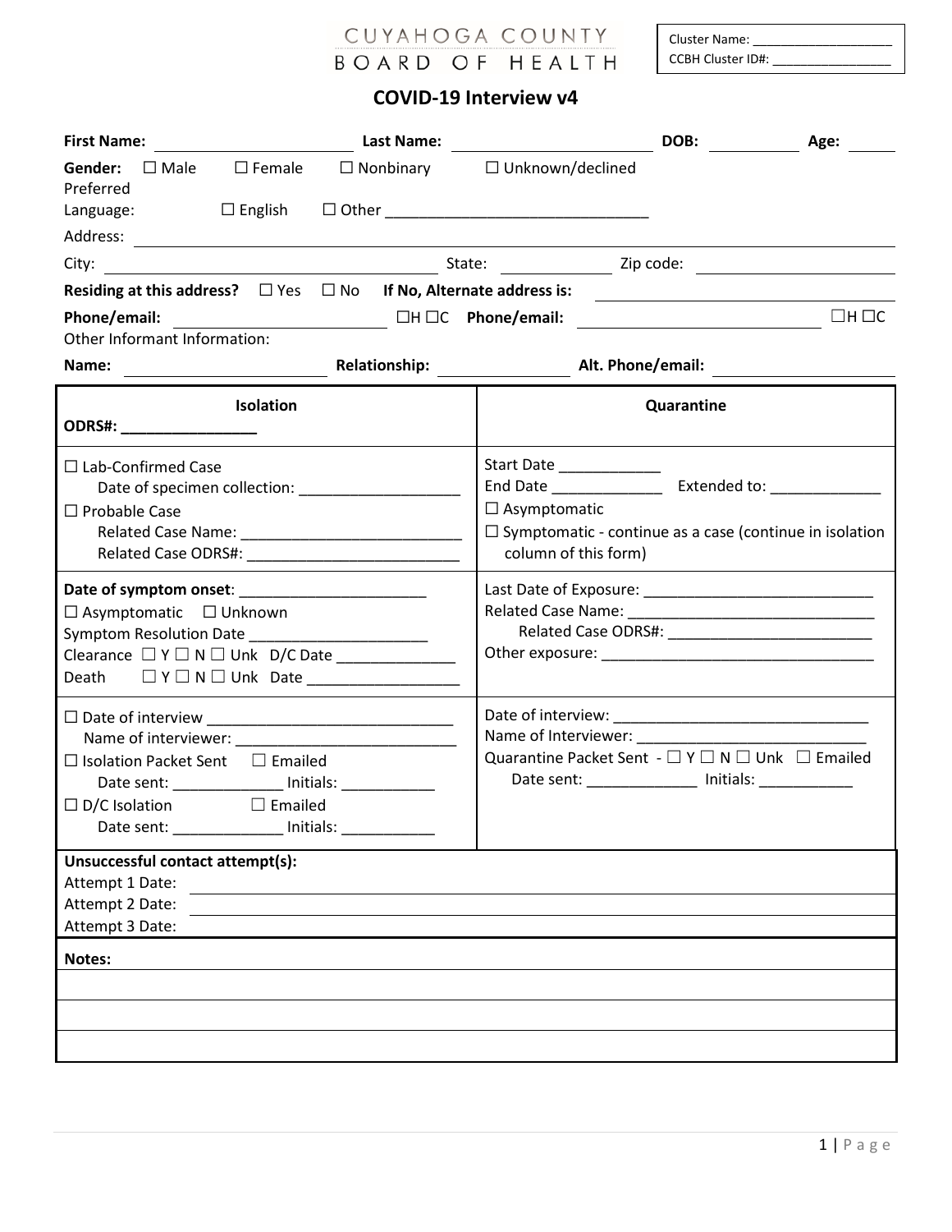CUYAHOGA COUNTY
BOARD OF HEALTH

Cluster Name: ___________________
CCBH Cluster ID#: ________________

# COVID-19 Interview v4

**First Name:** ____________________ **Last Name:** ____________________ **DOB:** __________ **Age:** _____

**Gender:** ☐ Male ☐ Female ☐ Nonbinary ☐ Unknown/declined

Preferred Language: ☐ English ☐ Other ______________________________

Address: ______________________________________________________________

City: ______________________________ State: __________ Zip code: ______________

**Residing at this address?** ☐ Yes ☐ No **If No, Alternate address is:** ______________________

**Phone/email:** ____________________ ☐H ☐C **Phone/email:** ____________________ ☐H ☐C

Other Informant Information:

**Name:** ____________________ **Relationship:** ______________ **Alt. Phone/email:** ______________

| **Isolation**<br>**ODRS#:** ________________ | **Quarantine** |
|---|---|
| ☐ Lab-Confirmed Case<br>Date of specimen collection: ___________________<br>☐ Probable Case<br>Related Case Name: ___________________________<br>Related Case ODRS#: __________________________ | Start Date ____________<br>End Date _____________ Extended to: _____________<br>☐ Asymptomatic<br>☐ Symptomatic - continue as a case (continue in isolation column of this form) |
| **Date of symptom onset**: ______________________<br>☐ Asymptomatic ☐ Unknown<br>Symptom Resolution Date _____________________<br>Clearance ☐ Y ☐ N ☐ Unk D/C Date ______________<br>Death ☐ Y ☐ N ☐ Unk Date __________________ | Last Date of Exposure: ___________________________<br>Related Case Name: ______________________________<br>Related Case ODRS#: ________________________<br>Other exposure: _________________________________ |
| ☐ Date of interview ______________________________<br>Name of interviewer: ___________________________<br>☐ Isolation Packet Sent ☐ Emailed<br>Date sent: _____________ Initials: ___________<br>☐ D/C Isolation ☐ Emailed<br>Date sent: _____________ Initials: ___________ | Date of interview: _______________________________<br>Name of Interviewer: ____________________________<br>Quarantine Packet Sent - ☐ Y ☐ N ☐ Unk ☐ Emailed<br>Date sent: _____________ Initials: ___________ |

**Unsuccessful contact attempt(s):**

Attempt 1 Date: ______________________________________________________________

Attempt 2 Date: ______________________________________________________________

Attempt 3 Date: ______________________________________________________________

**Notes:**

______________________________________________________________

______________________________________________________________

______________________________________________________________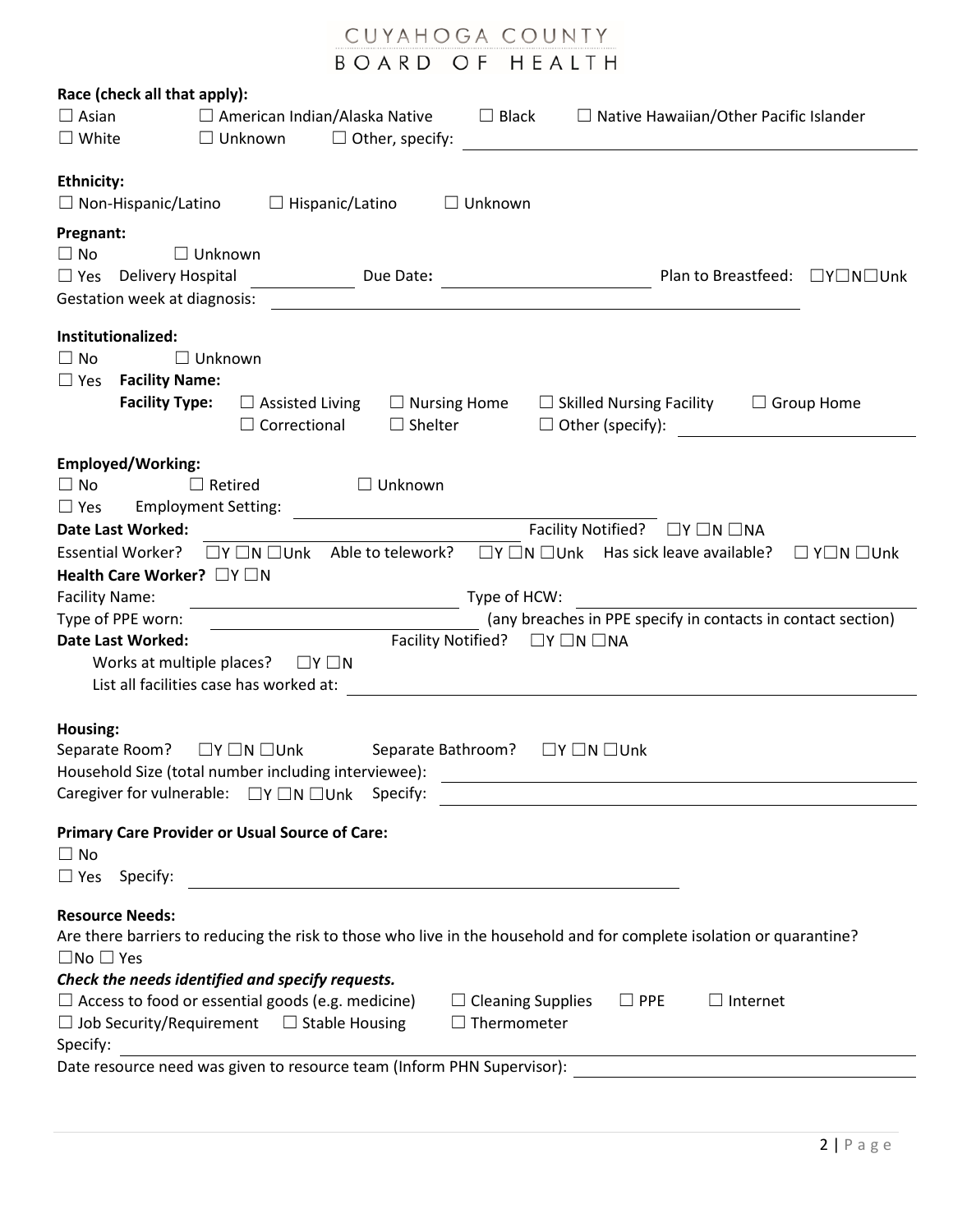CUYAHOGA COUNTY
BOARD OF HEALTH

**Race (check all that apply):**
☐ Asian ☐ American Indian/Alaska Native ☐ Black ☐ Native Hawaiian/Other Pacific Islander
☐ White ☐ Unknown ☐ Other, specify: ____________________

**Ethnicity:**
☐ Non-Hispanic/Latino ☐ Hispanic/Latino ☐ Unknown

**Pregnant:**
☐ No ☐ Unknown
☐ Yes Delivery Hospital __________ Due Date: __________ Plan to Breastfeed: ☐Y☐N☐Unk
Gestation week at diagnosis: ____________________

**Institutionalized:**
☐ No ☐ Unknown
☐ Yes **Facility Name:**
**Facility Type:** ☐ Assisted Living ☐ Nursing Home ☐ Skilled Nursing Facility ☐ Group Home
☐ Correctional ☐ Shelter ☐ Other (specify): __________

**Employed/Working:**
☐ No ☐ Retired ☐ Unknown
☐ Yes Employment Setting: ____________________
**Date Last Worked:** __________ Facility Notified? ☐Y ☐N ☐NA
Essential Worker? ☐Y ☐N ☐Unk Able to telework? ☐Y ☐N ☐Unk Has sick leave available? ☐ Y☐N ☐Unk
**Health Care Worker?** ☐Y ☐N
Facility Name: __________ Type of HCW: __________
Type of PPE worn: __________ (any breaches in PPE specify in contacts in contact section)
**Date Last Worked:** __________ Facility Notified? ☐Y ☐N ☐NA
Works at multiple places? ☐Y ☐N
List all facilities case has worked at: ____________________

**Housing:**
Separate Room? ☐Y ☐N ☐Unk Separate Bathroom? ☐Y ☐N ☐Unk
Household Size (total number including interviewee): __________
Caregiver for vulnerable: ☐Y ☐N ☐Unk Specify: __________

**Primary Care Provider or Usual Source of Care:**
☐ No
☐ Yes Specify: ____________________

**Resource Needs:**
Are there barriers to reducing the risk to those who live in the household and for complete isolation or quarantine?
☐No ☐ Yes
***Check the needs identified and specify requests.***
☐ Access to food or essential goods (e.g. medicine) ☐ Cleaning Supplies ☐ PPE ☐ Internet
☐ Job Security/Requirement ☐ Stable Housing ☐ Thermometer
Specify: ____________________
Date resource need was given to resource team (Inform PHN Supervisor): __________